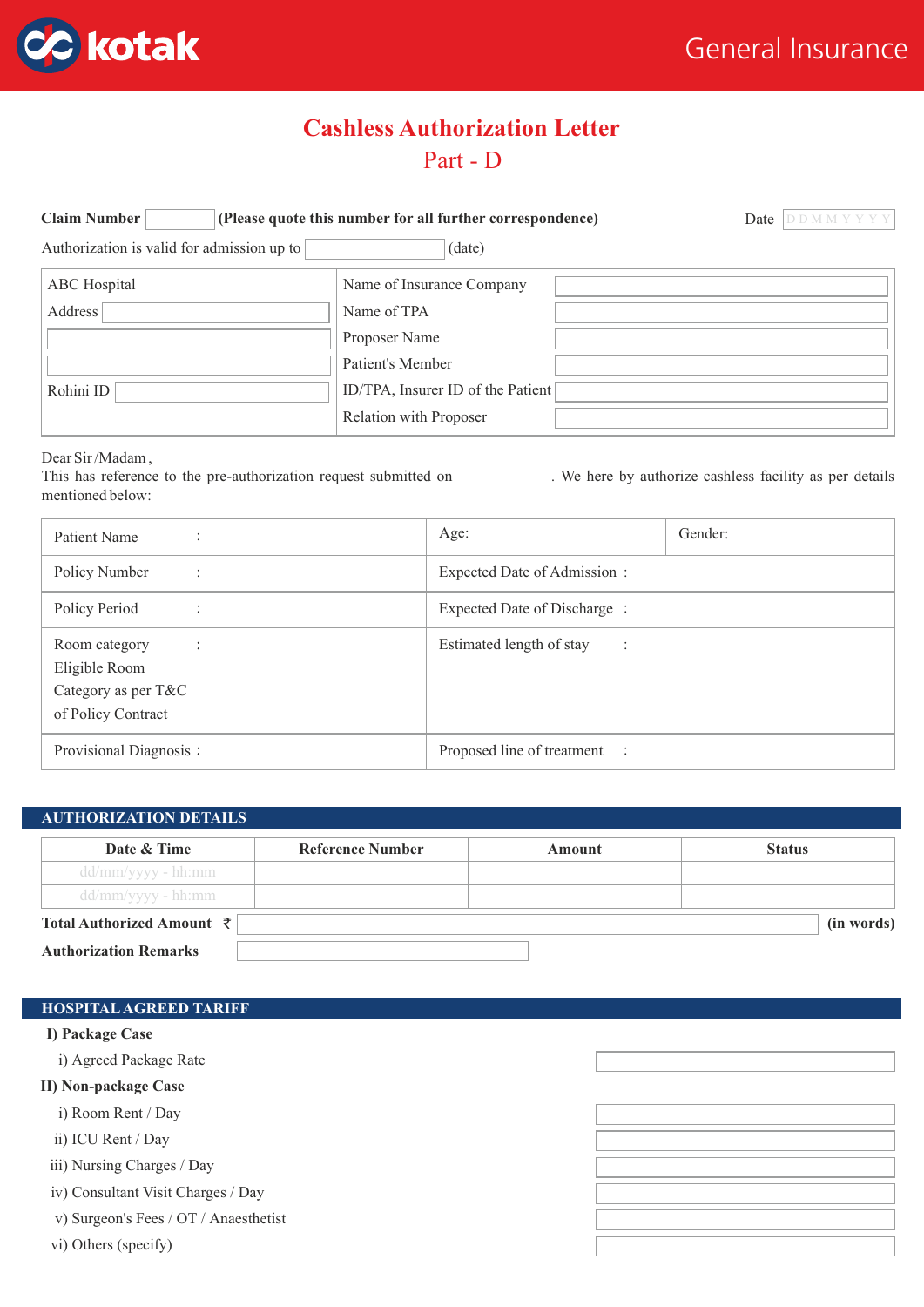kotak General Insurance

# Cashless Authorization Letter

## Part - D

**Claim Number** ______ **(Please quote this number for all further correspondence)** Date DDMMYYYY

Authorization is valid for admission up to ______ (date)

| | | |
|---|---|---|
| ABC Hospital | Name of Insurance Company | |
| Address | Name of TPA | |
| | Proposer Name | |
| | Patient's Member | |
| Rohini ID | ID/TPA, Insurer ID of the Patient | |
| | Relation with Proposer | |

Dear Sir /Madam ,
This has reference to the pre-authorization request submitted on ___________. We here by authorize cashless facility as per details mentioned below:

| | | |
|---|---|---|
| Patient Name : | Age: | Gender: |
| Policy Number : | Expected Date of Admission : | |
| Policy Period : | Expected Date of Discharge : | |
| Room category : Eligible Room Category as per T&C of Policy Contract | Estimated length of stay : | |
| Provisional Diagnosis : | Proposed line of treatment : | |

## AUTHORIZATION DETAILS

| Date & Time | Reference Number | Amount | Status |
|---|---|---|---|
| dd/mm/yyyy - hh:mm | | | |
| dd/mm/yyyy - hh:mm | | | |

**Total Authorized Amount** ₹ ______ **(in words)**

**Authorization Remarks** ______

## HOSPITAL AGREED TARIFF

**I) Package Case**

i) Agreed Package Rate ______

**II) Non-package Case**

i) Room Rent / Day ______

ii) ICU Rent / Day ______

iii) Nursing Charges / Day ______

iv) Consultant Visit Charges / Day ______

v) Surgeon's Fees / OT / Anaesthetist ______

vi) Others (specify) ______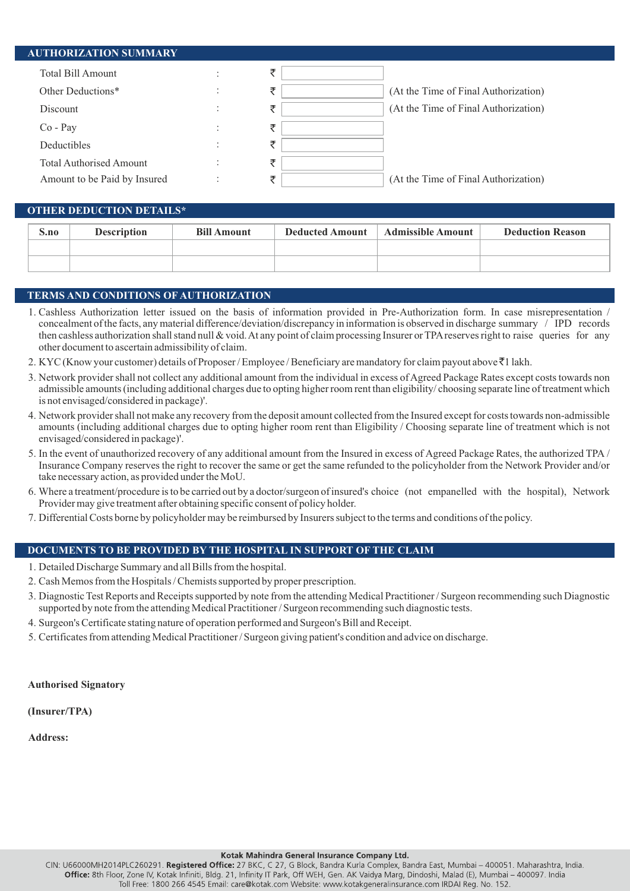## AUTHORIZATION SUMMARY

| | | | |
|---|---|---|---|
| Total Bill Amount | : | ₹ | |
| Other Deductions* | : | ₹ | (At the Time of Final Authorization) |
| Discount | : | ₹ | (At the Time of Final Authorization) |
| Co - Pay | : | ₹ | |
| Deductibles | : | ₹ | |
| Total Authorised Amount | : | ₹ | |
| Amount to be Paid by Insured | : | ₹ | (At the Time of Final Authorization) |

## OTHER DEDUCTION DETAILS*

| S.no | Description | Bill Amount | Deducted Amount | Admissible Amount | Deduction Reason |
|---|---|---|---|---|---|
| | | | | | |
| | | | | | |

## TERMS AND CONDITIONS OF AUTHORIZATION

1. Cashless Authorization letter issued on the basis of information provided in Pre-Authorization form. In case misrepresentation / concealment of the facts, any material difference/deviation/discrepancy in information is observed in discharge summary / IPD records then cashless authorization shall stand null & void. At any point of claim processing Insurer or TPA reserves right to raise queries for any other document to ascertain admissibility of claim.
2. KYC (Know your customer) details of Proposer / Employee / Beneficiary are mandatory for claim payout above ₹1 lakh.
3. Network provider shall not collect any additional amount from the individual in excess of Agreed Package Rates except costs towards non admissible amounts (including additional charges due to opting higher room rent than eligibility/ choosing separate line of treatment which is not envisaged/considered in package)'.
4. Network provider shall not make any recovery from the deposit amount collected from the Insured except for costs towards non-admissible amounts (including additional charges due to opting higher room rent than Eligibility / Choosing separate line of treatment which is not envisaged/considered in package)'.
5. In the event of unauthorized recovery of any additional amount from the Insured in excess of Agreed Package Rates, the authorized TPA / Insurance Company reserves the right to recover the same or get the same refunded to the policyholder from the Network Provider and/or take necessary action, as provided under the MoU.
6. Where a treatment/procedure is to be carried out by a doctor/surgeon of insured's choice (not empanelled with the hospital), Network Provider may give treatment after obtaining specific consent of policy holder.
7. Differential Costs borne by policyholder may be reimbursed by Insurers subject to the terms and conditions of the policy.

## DOCUMENTS TO BE PROVIDED BY THE HOSPITAL IN SUPPORT OF THE CLAIM

1. Detailed Discharge Summary and all Bills from the hospital.
2. Cash Memos from the Hospitals / Chemists supported by proper prescription.
3. Diagnostic Test Reports and Receipts supported by note from the attending Medical Practitioner / Surgeon recommending such Diagnostic supported by note from the attending Medical Practitioner / Surgeon recommending such diagnostic tests.
4. Surgeon's Certificate stating nature of operation performed and Surgeon's Bill and Receipt.
5. Certificates from attending Medical Practitioner / Surgeon giving patient's condition and advice on discharge.

**Authorised Signatory**

**(Insurer/TPA)**

**Address:**

**Kotak Mahindra General Insurance Company Ltd.**
CIN: U66000MH2014PLC260291. **Registered Office:** 27 BKC, C 27, G Block, Bandra Kurla Complex, Bandra East, Mumbai – 400051. Maharashtra, India. **Office:** 8th Floor, Zone IV, Kotak Infiniti, Bldg. 21, Infinity IT Park, Off WEH, Gen. AK Vaidya Marg, Dindoshi, Malad (E), Mumbai – 400097. India
Toll Free: 1800 266 4545 Email: care@kotak.com Website: www.kotakgeneralinsurance.com IRDAI Reg. No. 152.